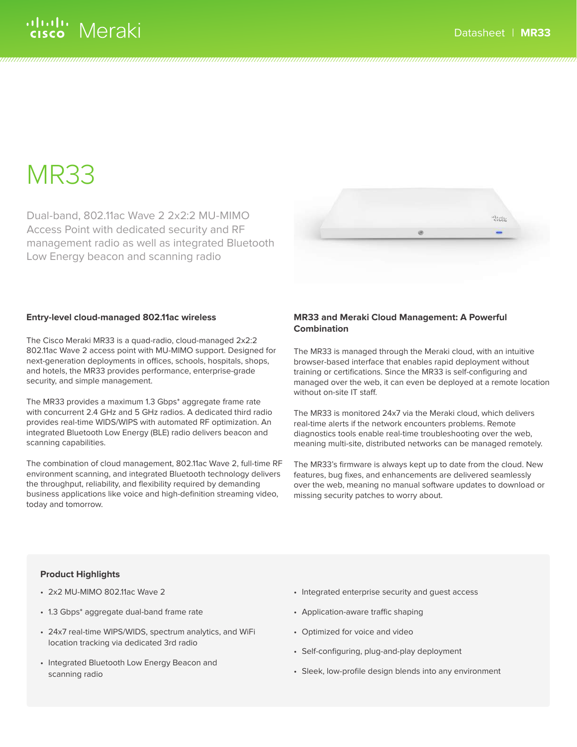# MR33

Dual-band, 802.11ac Wave 2 2x2:2 MU-MIMO Access Point with dedicated security and RF management radio as well as integrated Bluetooth Low Energy beacon and scanning radio

## Entry-level cloud-managed 802.11ac wireless

The Cisco Meraki MR33 is a quad-radio, cloud-managed 2x2:2 802.11ac Wave 2 access point with MU-MIMO support. Designed for next-generation deployments in offices, schools, hospitals, shops, and hotels, the MR33 provides performance, enterprise-grade security, and simple management.

The MR33 provides a maximum 1.3 Gbps* aggregate frame rate with concurrent 2.4 GHz and 5 GHz radios. A dedicated third radio provides real-time WIDS/WIPS with automated RF optimization. An integrated Bluetooth Low Energy (BLE) radio delivers beacon and scanning capabilities.

The combination of cloud management, 802.11ac Wave 2, full-time RF environment scanning, and integrated Bluetooth technology delivers the throughput, reliability, and flexibility required by demanding business applications like voice and high-definition streaming video, today and tomorrow.

## MR33 and Meraki Cloud Management: A Powerful Combination

The MR33 is managed through the Meraki cloud, with an intuitive browser-based interface that enables rapid deployment without training or certifications. Since the MR33 is self-configuring and managed over the web, it can even be deployed at a remote location without on-site IT staff.

The MR33 is monitored 24x7 via the Meraki cloud, which delivers real-time alerts if the network encounters problems. Remote diagnostics tools enable real-time troubleshooting over the web, meaning multi-site, distributed networks can be managed remotely.

The MR33's firmware is always kept up to date from the cloud. New features, bug fixes, and enhancements are delivered seamlessly over the web, meaning no manual software updates to download or missing security patches to worry about.

### Product Highlights

- 2x2 MU-MIMO 802.11ac Wave 2
- 1.3 Gbps* aggregate dual-band frame rate
- 24x7 real-time WIPS/WIDS, spectrum analytics, and WiFi location tracking via dedicated 3rd radio
- Integrated Bluetooth Low Energy Beacon and scanning radio
- Integrated enterprise security and guest access
- Application-aware traffic shaping
- Optimized for voice and video
- Self-configuring, plug-and-play deployment
- Sleek, low-profile design blends into any environment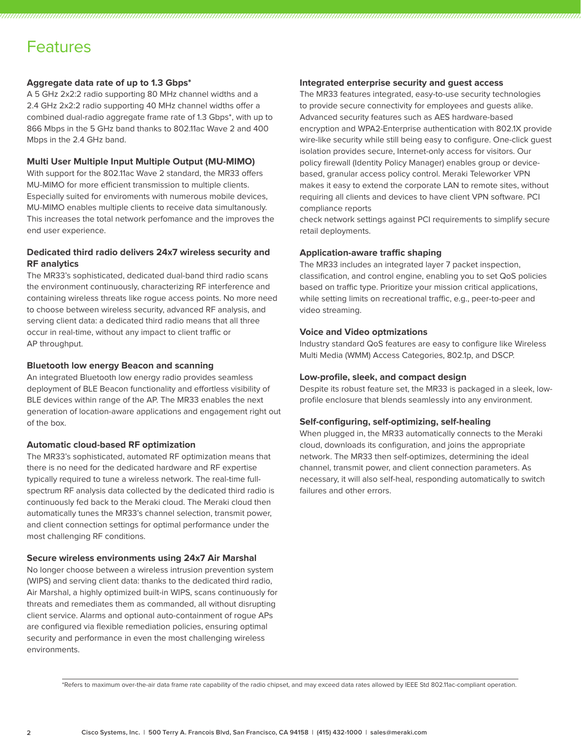# Features

### Aggregate data rate of up to 1.3 Gbps*

A 5 GHz 2x2:2 radio supporting 80 MHz channel widths and a 2.4 GHz 2x2:2 radio supporting 40 MHz channel widths offer a combined dual-radio aggregate frame rate of 1.3 Gbps*, with up to 866 Mbps in the 5 GHz band thanks to 802.11ac Wave 2 and 400 Mbps in the 2.4 GHz band.

### Multi User Multiple Input Multiple Output (MU-MIMO)

With support for the 802.11ac Wave 2 standard, the MR33 offers MU-MIMO for more efficient transmission to multiple clients. Especially suited for enviroments with numerous mobile devices, MU-MIMO enables multiple clients to receive data simultanously. This increases the total network perfomance and the improves the end user experience.

### Dedicated third radio delivers 24x7 wireless security and RF analytics

The MR33's sophisticated, dedicated dual-band third radio scans the environment continuously, characterizing RF interference and containing wireless threats like rogue access points. No more need to choose between wireless security, advanced RF analysis, and serving client data: a dedicated third radio means that all three occur in real-time, without any impact to client traffic or AP throughput.

### Bluetooth low energy Beacon and scanning

An integrated Bluetooth low energy radio provides seamless deployment of BLE Beacon functionality and effortless visibility of BLE devices within range of the AP. The MR33 enables the next generation of location-aware applications and engagement right out of the box.

### Automatic cloud-based RF optimization

The MR33's sophisticated, automated RF optimization means that there is no need for the dedicated hardware and RF expertise typically required to tune a wireless network. The real-time full-spectrum RF analysis data collected by the dedicated third radio is continuously fed back to the Meraki cloud. The Meraki cloud then automatically tunes the MR33's channel selection, transmit power, and client connection settings for optimal performance under the most challenging RF conditions.

### Secure wireless environments using 24x7 Air Marshal

No longer choose between a wireless intrusion prevention system (WIPS) and serving client data: thanks to the dedicated third radio, Air Marshal, a highly optimized built-in WIPS, scans continuously for threats and remediates them as commanded, all without disrupting client service. Alarms and optional auto-containment of rogue APs are configured via flexible remediation policies, ensuring optimal security and performance in even the most challenging wireless environments.

### Integrated enterprise security and guest access

The MR33 features integrated, easy-to-use security technologies to provide secure connectivity for employees and guests alike. Advanced security features such as AES hardware-based encryption and WPA2-Enterprise authentication with 802.1X provide wire-like security while still being easy to configure. One-click guest isolation provides secure, Internet-only access for visitors. Our policy firewall (Identity Policy Manager) enables group or device-based, granular access policy control. Meraki Teleworker VPN makes it easy to extend the corporate LAN to remote sites, without requiring all clients and devices to have client VPN software. PCI compliance reports
check network settings against PCI requirements to simplify secure retail deployments.

### Application-aware traffic shaping

The MR33 includes an integrated layer 7 packet inspection, classification, and control engine, enabling you to set QoS policies based on traffic type. Prioritize your mission critical applications, while setting limits on recreational traffic, e.g., peer-to-peer and video streaming.

### Voice and Video optmizations

Industry standard QoS features are easy to configure like Wireless Multi Media (WMM) Access Categories, 802.1p, and DSCP.

### Low-profile, sleek, and compact design

Despite its robust feature set, the MR33 is packaged in a sleek, low-profile enclosure that blends seamlessly into any environment.

### Self-configuring, self-optimizing, self-healing

When plugged in, the MR33 automatically connects to the Meraki cloud, downloads its configuration, and joins the appropriate network. The MR33 then self-optimizes, determining the ideal channel, transmit power, and client connection parameters. As necessary, it will also self-heal, responding automatically to switch failures and other errors.

*Refers to maximum over-the-air data frame rate capability of the radio chipset, and may exceed data rates allowed by IEEE Std 802.11ac-compliant operation.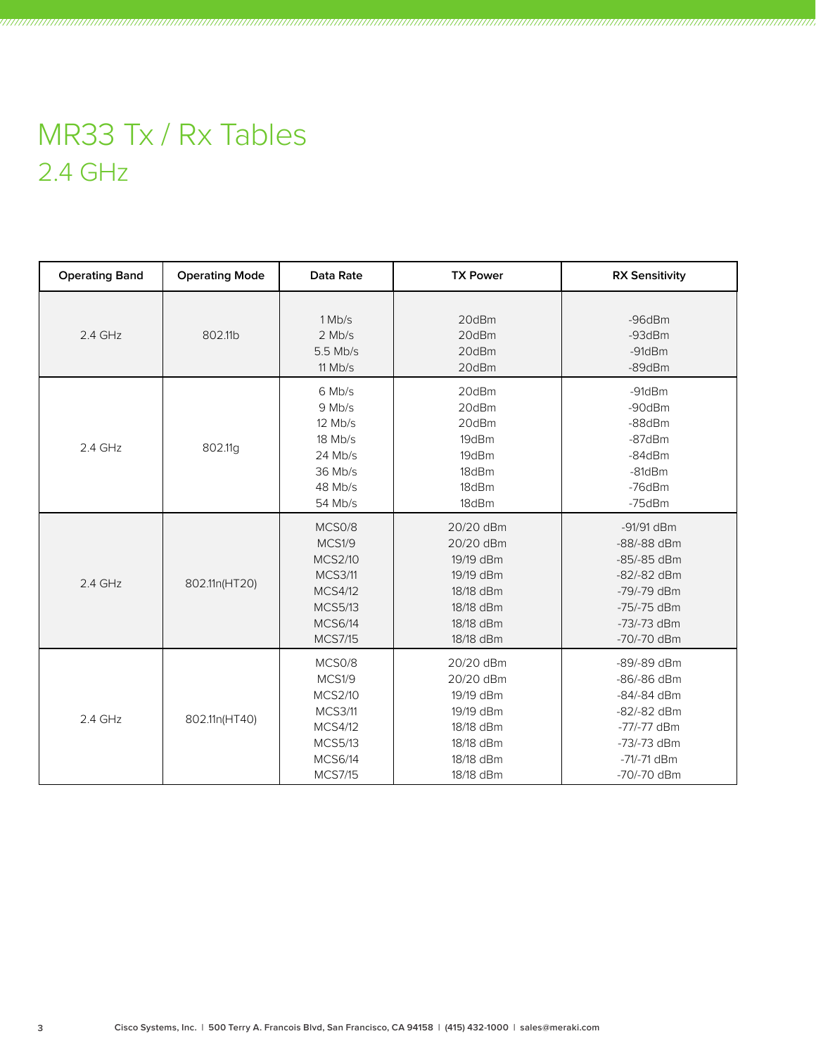# MR33 Tx / Rx Tables

## 2.4 GHz

| Operating Band | Operating Mode | Data Rate | TX Power | RX Sensitivity |
|---|---|---|---|---|
| 2.4 GHz | 802.11b | 1 Mb/s<br>2 Mb/s<br>5.5 Mb/s<br>11 Mb/s | 20dBm<br>20dBm<br>20dBm<br>20dBm | -96dBm<br>-93dBm<br>-91dBm<br>-89dBm |
| 2.4 GHz | 802.11g | 6 Mb/s<br>9 Mb/s<br>12 Mb/s<br>18 Mb/s<br>24 Mb/s<br>36 Mb/s<br>48 Mb/s<br>54 Mb/s | 20dBm<br>20dBm<br>20dBm<br>19dBm<br>19dBm<br>18dBm<br>18dBm<br>18dBm | -91dBm<br>-90dBm<br>-88dBm<br>-87dBm<br>-84dBm<br>-81dBm<br>-76dBm<br>-75dBm |
| 2.4 GHz | 802.11n(HT20) | MCS0/8<br>MCS1/9<br>MCS2/10<br>MCS3/11<br>MCS4/12<br>MCS5/13<br>MCS6/14<br>MCS7/15 | 20/20 dBm<br>20/20 dBm<br>19/19 dBm<br>19/19 dBm<br>18/18 dBm<br>18/18 dBm<br>18/18 dBm<br>18/18 dBm | -91/91 dBm<br>-88/-88 dBm<br>-85/-85 dBm<br>-82/-82 dBm<br>-79/-79 dBm<br>-75/-75 dBm<br>-73/-73 dBm<br>-70/-70 dBm |
| 2.4 GHz | 802.11n(HT40) | MCS0/8<br>MCS1/9<br>MCS2/10<br>MCS3/11<br>MCS4/12<br>MCS5/13<br>MCS6/14<br>MCS7/15 | 20/20 dBm<br>20/20 dBm<br>19/19 dBm<br>19/19 dBm<br>18/18 dBm<br>18/18 dBm<br>18/18 dBm<br>18/18 dBm | -89/-89 dBm<br>-86/-86 dBm<br>-84/-84 dBm<br>-82/-82 dBm<br>-77/-77 dBm<br>-73/-73 dBm<br>-71/-71 dBm<br>-70/-70 dBm |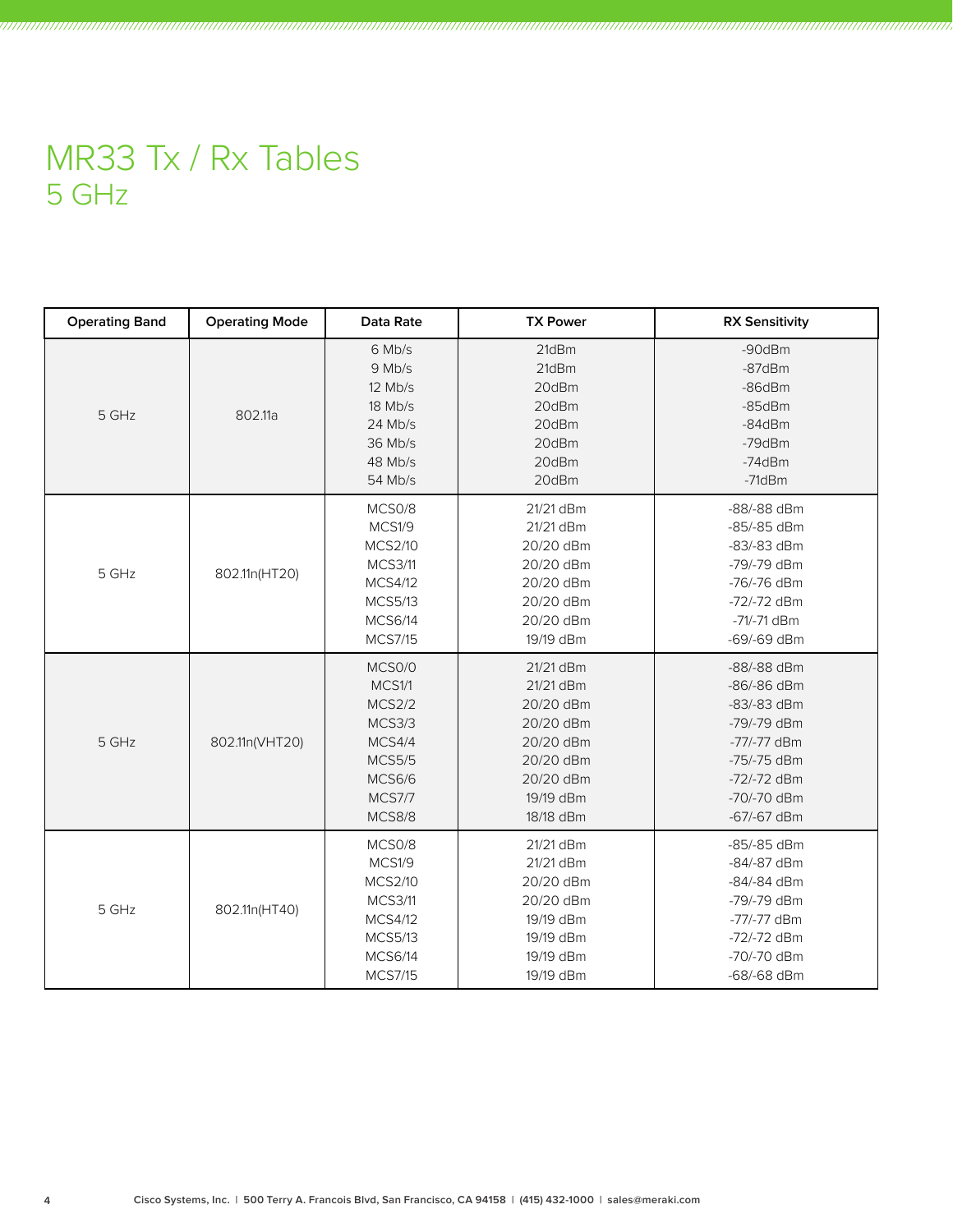# MR33 Tx / Rx Tables

## 5 GHz

| Operating Band | Operating Mode | Data Rate | TX Power | RX Sensitivity |
|---|---|---|---|---|
| 5 GHz | 802.11a | 6 Mb/s<br>9 Mb/s<br>12 Mb/s<br>18 Mb/s<br>24 Mb/s<br>36 Mb/s<br>48 Mb/s<br>54 Mb/s | 21dBm<br>21dBm<br>20dBm<br>20dBm<br>20dBm<br>20dBm<br>20dBm<br>20dBm | -90dBm<br>-87dBm<br>-86dBm<br>-85dBm<br>-84dBm<br>-79dBm<br>-74dBm<br>-71dBm |
| 5 GHz | 802.11n(HT20) | MCS0/8<br>MCS1/9<br>MCS2/10<br>MCS3/11<br>MCS4/12<br>MCS5/13<br>MCS6/14<br>MCS7/15 | 21/21 dBm<br>21/21 dBm<br>20/20 dBm<br>20/20 dBm<br>20/20 dBm<br>20/20 dBm<br>20/20 dBm<br>19/19 dBm | -88/-88 dBm<br>-85/-85 dBm<br>-83/-83 dBm<br>-79/-79 dBm<br>-76/-76 dBm<br>-72/-72 dBm<br>-71/-71 dBm<br>-69/-69 dBm |
| 5 GHz | 802.11n(VHT20) | MCS0/0<br>MCS1/1<br>MCS2/2<br>MCS3/3<br>MCS4/4<br>MCS5/5<br>MCS6/6<br>MCS7/7<br>MCS8/8 | 21/21 dBm<br>21/21 dBm<br>20/20 dBm<br>20/20 dBm<br>20/20 dBm<br>20/20 dBm<br>20/20 dBm<br>19/19 dBm<br>18/18 dBm | -88/-88 dBm<br>-86/-86 dBm<br>-83/-83 dBm<br>-79/-79 dBm<br>-77/-77 dBm<br>-75/-75 dBm<br>-72/-72 dBm<br>-70/-70 dBm<br>-67/-67 dBm |
| 5 GHz | 802.11n(HT40) | MCS0/8<br>MCS1/9<br>MCS2/10<br>MCS3/11<br>MCS4/12<br>MCS5/13<br>MCS6/14<br>MCS7/15 | 21/21 dBm<br>21/21 dBm<br>20/20 dBm<br>20/20 dBm<br>19/19 dBm<br>19/19 dBm<br>19/19 dBm<br>19/19 dBm | -85/-85 dBm<br>-84/-87 dBm<br>-84/-84 dBm<br>-79/-79 dBm<br>-77/-77 dBm<br>-72/-72 dBm<br>-70/-70 dBm<br>-68/-68 dBm |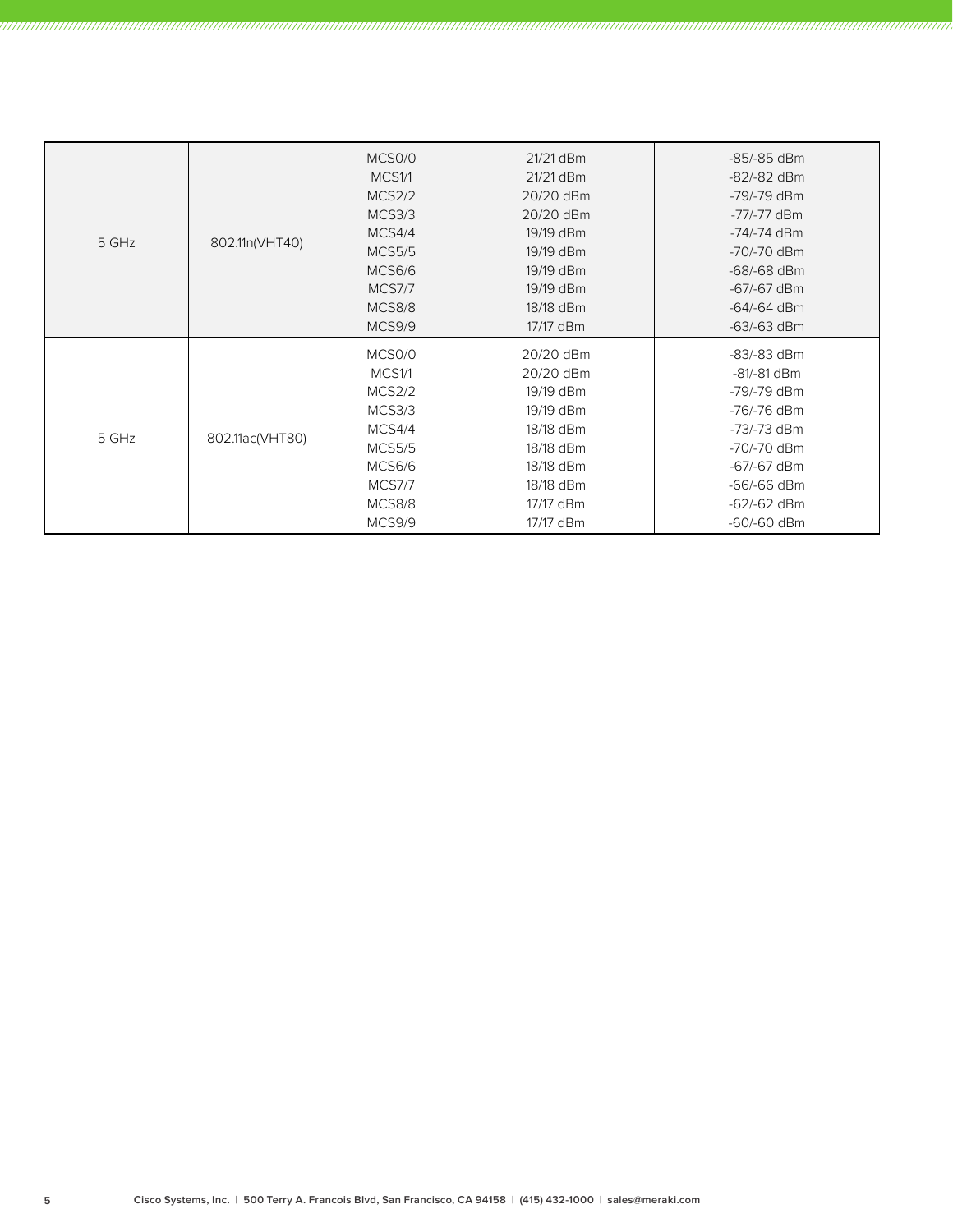| | | | | |
|---|---|---|---|---|
| 5 GHz | 802.11n(VHT40) | MCS0/0<br>MCS1/1<br>MCS2/2<br>MCS3/3<br>MCS4/4<br>MCS5/5<br>MCS6/6<br>MCS7/7<br>MCS8/8<br>MCS9/9 | 21/21 dBm<br>21/21 dBm<br>20/20 dBm<br>20/20 dBm<br>19/19 dBm<br>19/19 dBm<br>19/19 dBm<br>19/19 dBm<br>18/18 dBm<br>17/17 dBm | -85/-85 dBm<br>-82/-82 dBm<br>-79/-79 dBm<br>-77/-77 dBm<br>-74/-74 dBm<br>-70/-70 dBm<br>-68/-68 dBm<br>-67/-67 dBm<br>-64/-64 dBm<br>-63/-63 dBm |
| 5 GHz | 802.11ac(VHT80) | MCS0/0<br>MCS1/1<br>MCS2/2<br>MCS3/3<br>MCS4/4<br>MCS5/5<br>MCS6/6<br>MCS7/7<br>MCS8/8<br>MCS9/9 | 20/20 dBm<br>20/20 dBm<br>19/19 dBm<br>19/19 dBm<br>18/18 dBm<br>18/18 dBm<br>18/18 dBm<br>18/18 dBm<br>17/17 dBm<br>17/17 dBm | -83/-83 dBm<br>-81/-81 dBm<br>-79/-79 dBm<br>-76/-76 dBm<br>-73/-73 dBm<br>-70/-70 dBm<br>-67/-67 dBm<br>-66/-66 dBm<br>-62/-62 dBm<br>-60/-60 dBm |

Cisco Systems, Inc. | 500 Terry A. Francois Blvd, San Francisco, CA 94158 | (415) 432-1000 | sales@meraki.com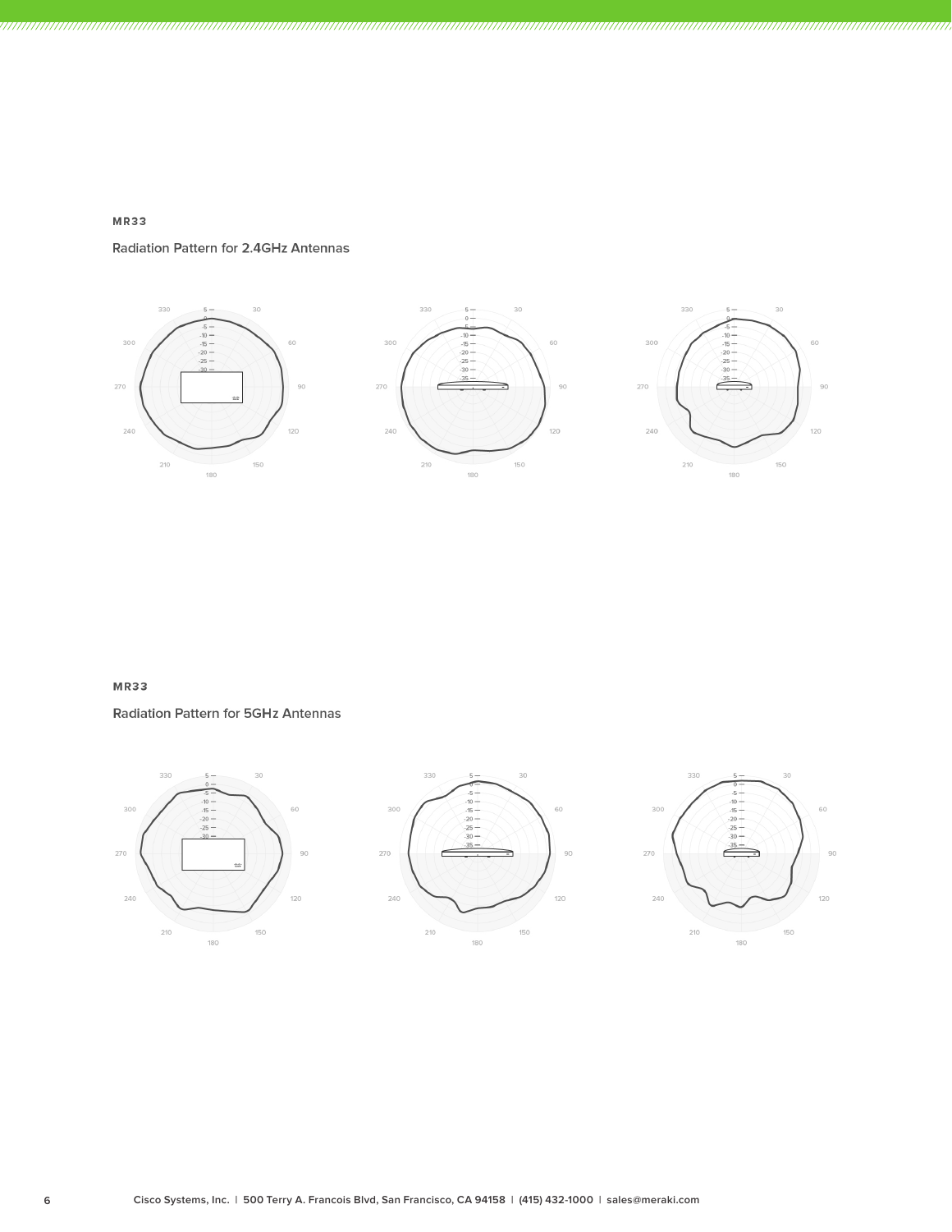**MR33**

Radiation Pattern for 2.4GHz Antennas

**MR33**

Radiation Pattern for 5GHz Antennas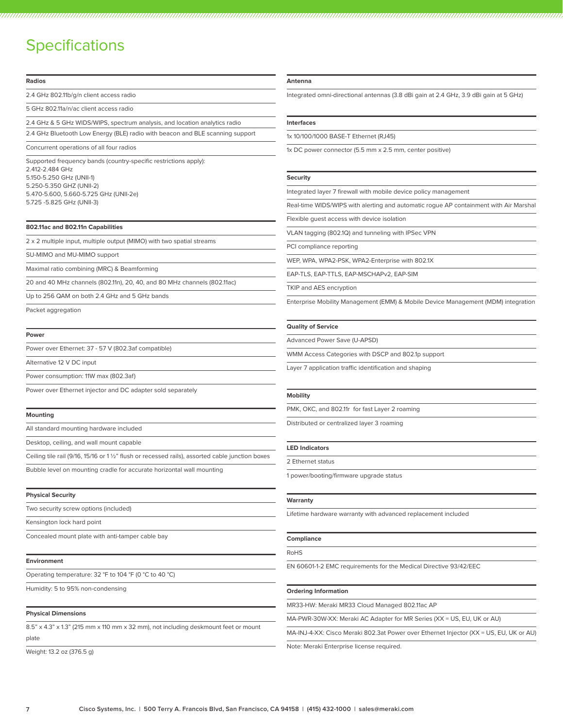# Specifications

### Radios

2.4 GHz 802.11b/g/n client access radio

5 GHz 802.11a/n/ac client access radio

2.4 GHz & 5 GHz WIDS/WIPS, spectrum analysis, and location analytics radio

2.4 GHz Bluetooth Low Energy (BLE) radio with beacon and BLE scanning support

Concurrent operations of all four radios

Supported frequency bands (country-specific restrictions apply):
2.412-2.484 GHz
5.150-5.250 GHz (UNII-1)
5.250-5.350 GHZ (UNII-2)
5.470-5.600, 5.660-5.725 GHz (UNII-2e)
5.725 -5.825 GHz (UNII-3)

### 802.11ac and 802.11n Capabilities

2 x 2 multiple input, multiple output (MIMO) with two spatial streams

SU-MIMO and MU-MIMO support

Maximal ratio combining (MRC) & Beamforming

20 and 40 MHz channels (802.11n), 20, 40, and 80 MHz channels (802.11ac)

Up to 256 QAM on both 2.4 GHz and 5 GHz bands

Packet aggregation

### Power

Power over Ethernet: 37 - 57 V (802.3af compatible)

Alternative 12 V DC input

Power consumption: 11W max (802.3af)

Power over Ethernet injector and DC adapter sold separately

### Mounting

All standard mounting hardware included

Desktop, ceiling, and wall mount capable

Ceiling tile rail (9/16, 15/16 or 1 ½" flush or recessed rails), assorted cable junction boxes

Bubble level on mounting cradle for accurate horizontal wall mounting

### Physical Security

Two security screw options (included)

Kensington lock hard point

Concealed mount plate with anti-tamper cable bay

### Environment

Operating temperature: 32 °F to 104 °F (0 °C to 40 °C)

Humidity: 5 to 95% non-condensing

### Physical Dimensions

8.5" x 4.3" x 1.3" (215 mm x 110 mm x 32 mm), not including deskmount feet or mount plate

Weight: 13.2 oz (376.5 g)

### Antenna

Integrated omni-directional antennas (3.8 dBi gain at 2.4 GHz, 3.9 dBi gain at 5 GHz)

### Interfaces

1x 10/100/1000 BASE-T Ethernet (RJ45)

1x DC power connector (5.5 mm x 2.5 mm, center positive)

### Security

Integrated layer 7 firewall with mobile device policy management

Real-time WIDS/WIPS with alerting and automatic rogue AP containment with Air Marshal

Flexible guest access with device isolation

VLAN tagging (802.1Q) and tunneling with IPSec VPN

PCI compliance reporting

WEP, WPA, WPA2-PSK, WPA2-Enterprise with 802.1X

EAP-TLS, EAP-TTLS, EAP-MSCHAPv2, EAP-SIM

TKIP and AES encryption

Enterprise Mobility Management (EMM) & Mobile Device Management (MDM) integration

### Quality of Service

Advanced Power Save (U-APSD)

WMM Access Categories with DSCP and 802.1p support

Layer 7 application traffic identification and shaping

### Mobility

PMK, OKC, and 802.11r for fast Layer 2 roaming

Distributed or centralized layer 3 roaming

### LED Indicators

2 Ethernet status

1 power/booting/firmware upgrade status

### Warranty

Lifetime hardware warranty with advanced replacement included

### Compliance

RoHS

EN 60601-1-2 EMC requirements for the Medical Directive 93/42/EEC

### Ordering Information

MR33-HW: Meraki MR33 Cloud Managed 802.11ac AP

MA-PWR-30W-XX: Meraki AC Adapter for MR Series (XX = US, EU, UK or AU)

MA-INJ-4-XX: Cisco Meraki 802.3at Power over Ethernet Injector (XX = US, EU, UK or AU)

Note: Meraki Enterprise license required.

Cisco Systems, Inc. | 500 Terry A. Francois Blvd, San Francisco, CA 94158 | (415) 432-1000 | sales@meraki.com